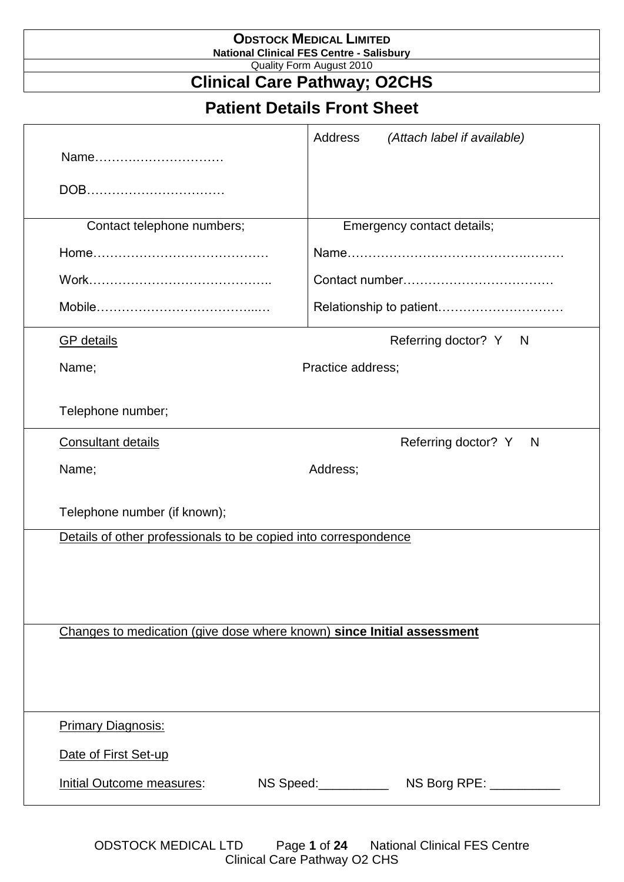**ODSTOCK MEDICAL LIMITED**
**National Clinical FES Centre - Salisbury**
Quality Form August 2010

# Clinical Care Pathway; O2CHS

## Patient Details Front Sheet

| | |
|---|---|
| Name…………………………<br><br>DOB…………………………… | Address *(Attach label if available)* |
| Contact telephone numbers;<br><br>Home……………………………………<br><br>Work……………………………………..<br><br>Mobile…………………………………...… | Emergency contact details;<br><br>Name………………………………………………<br><br>Contact number………………………………<br><br>Relationship to patient………………………… |

<u>GP details</u> Referring doctor? Y N

Name; Practice address;

Telephone number;

<u>Consultant details</u> Referring doctor? Y N

Name; Address;

Telephone number (if known);

<u>Details of other professionals to be copied into correspondence</u>

<u>Changes to medication (give dose where known) **since Initial assessment**</u>

<u>Primary Diagnosis:</u>

<u>Date of First Set-up</u>

<u>Initial Outcome measures</u>: NS Speed:__________ NS Borg RPE: __________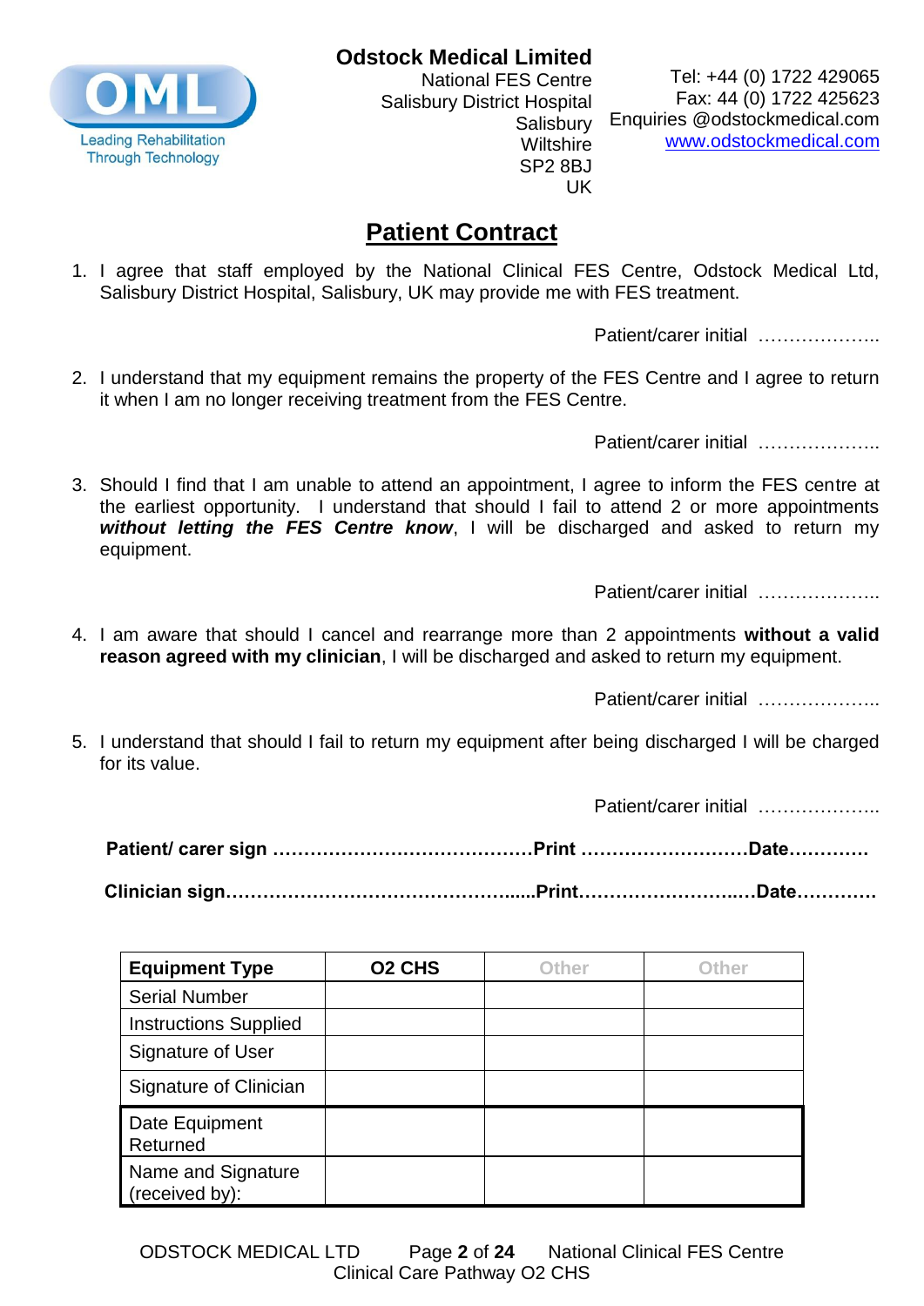**Odstock Medical Limited**
National FES Centre
Salisbury District Hospital
Salisbury
Wiltshire
SP2 8BJ
UK

Tel: +44 (0) 1722 429065
Fax: 44 (0) 1722 425623
Enquiries @odstockmedical.com
www.odstockmedical.com

OML
Leading Rehabilitation Through Technology

# Patient Contract

1. I agree that staff employed by the National Clinical FES Centre, Odstock Medical Ltd, Salisbury District Hospital, Salisbury, UK may provide me with FES treatment.

   Patient/carer initial ………………..

2. I understand that my equipment remains the property of the FES Centre and I agree to return it when I am no longer receiving treatment from the FES Centre.

   Patient/carer initial ………………..

3. Should I find that I am unable to attend an appointment, I agree to inform the FES centre at the earliest opportunity. I understand that should I fail to attend 2 or more appointments ***without letting the FES Centre know***, I will be discharged and asked to return my equipment.

   Patient/carer initial ………………..

4. I am aware that should I cancel and rearrange more than 2 appointments **without a valid reason agreed with my clinician**, I will be discharged and asked to return my equipment.

   Patient/carer initial ………………..

5. I understand that should I fail to return my equipment after being discharged I will be charged for its value.

   Patient/carer initial ………………..

**Patient/ carer sign ……………………………………Print ………………………Date…………**

**Clinician sign…………………………………….......Print……………………..…Date…………**

| Equipment Type | O2 CHS | Other | Other |
|---|---|---|---|
| Serial Number | | | |
| Instructions Supplied | | | |
| Signature of User | | | |
| Signature of Clinician | | | |
| Date Equipment Returned | | | |
| Name and Signature (received by): | | | |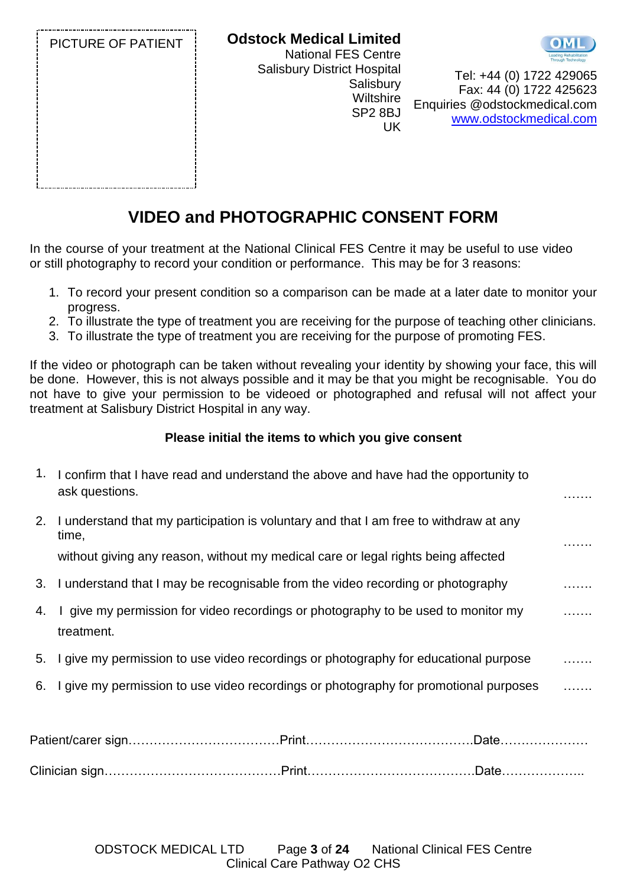PICTURE OF PATIENT

**Odstock Medical Limited**
National FES Centre
Salisbury District Hospital
Salisbury
Wiltshire
SP2 8BJ
UK

Tel: +44 (0) 1722 429065
Fax: 44 (0) 1722 425623
Enquiries @odstockmedical.com
www.odstockmedical.com

# VIDEO and PHOTOGRAPHIC CONSENT FORM

In the course of your treatment at the National Clinical FES Centre it may be useful to use video or still photography to record your condition or performance. This may be for 3 reasons:

1. To record your present condition so a comparison can be made at a later date to monitor your progress.
2. To illustrate the type of treatment you are receiving for the purpose of teaching other clinicians.
3. To illustrate the type of treatment you are receiving for the purpose of promoting FES.

If the video or photograph can be taken without revealing your identity by showing your face, this will be done. However, this is not always possible and it may be that you might be recognisable. You do not have to give your permission to be videoed or photographed and refusal will not affect your treatment at Salisbury District Hospital in any way.

**Please initial the items to which you give consent**

1. I confirm that I have read and understand the above and have had the opportunity to ask questions. …….
2. I understand that my participation is voluntary and that I am free to withdraw at any time, without giving any reason, without my medical care or legal rights being affected …….
3. I understand that I may be recognisable from the video recording or photography …….
4. I give my permission for video recordings or photography to be used to monitor my treatment. …….
5. I give my permission to use video recordings or photography for educational purpose …….
6. I give my permission to use video recordings or photography for promotional purposes …….

Patient/carer sign………………………………Print………………………………….Date…………………

Clinician sign……………………………………Print………………………………….Date………………..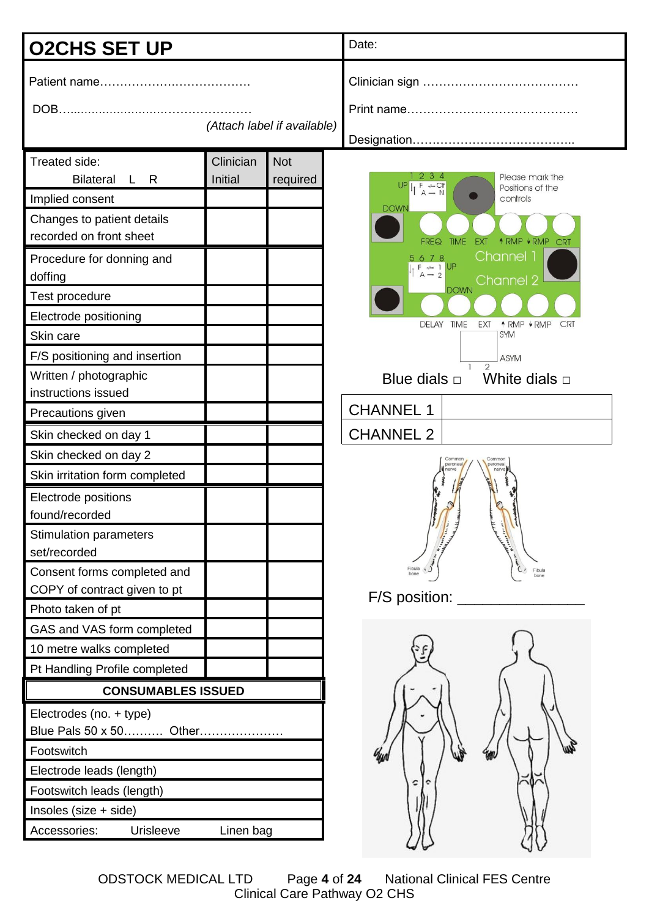# O2CHS SET UP

Date:

Patient name………………………………

DOB……………………………………………

*(Attach label if available)*

Clinician sign …………………………………

Print name…………………………………….

Designation…………………………………..

| Treated side: Bilateral L R | Clinician Initial | Not required |
|---|---|---|
| Implied consent | | |
| Changes to patient details recorded on front sheet | | |
| Procedure for donning and doffing | | |
| Test procedure | | |
| Electrode positioning | | |
| Skin care | | |
| F/S positioning and insertion | | |
| Written / photographic instructions issued | | |
| Precautions given | | |
| Skin checked on day 1 | | |
| Skin checked on day 2 | | |
| Skin irritation form completed | | |
| Electrode positions found/recorded | | |
| Stimulation parameters set/recorded | | |
| Consent forms completed and COPY of contract given to pt | | |
| Photo taken of pt | | |
| GAS and VAS form completed | | |
| 10 metre walks completed | | |
| Pt Handling Profile completed | | |

| **CONSUMABLES ISSUED** |
|---|
| Electrodes (no. + type) Blue Pals 50 x 50………. Other………………… |
| Footswitch |
| Electrode leads (length) |
| Footswitch leads (length) |
| Insoles (size + side) |
| Accessories: Urisleeve Linen bag |

Please mark the Positions of the controls

1 2 3 4 UP DOWN F C/f A N

FREQ TIME EXT ↑RMP ↓RMP CRT

5 6 7 8 UP DOWN F 1 A 2

Channel 1 Channel 2

DELAY TIME EXT ↑RMP ↓RMP CRT

SYM ASYM 1 2

Blue dials □ White dials □

| CHANNEL 1 | |
|---|---|
| CHANNEL 2 | |

Common peroneal nerve

Fibula bone

F/S position: _______________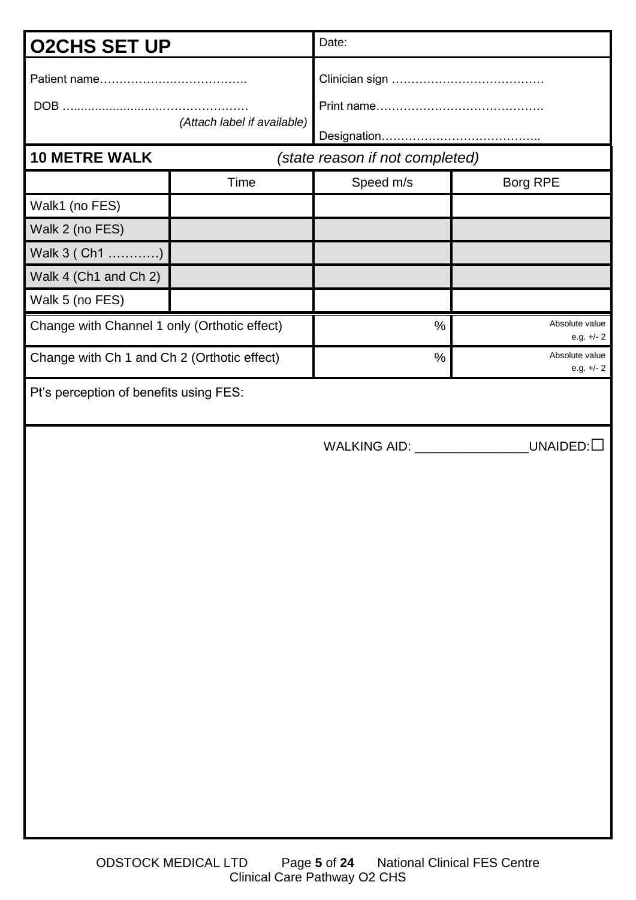| **O2CHS SET UP** | Date: |
|---|---|
| Patient name………………………………. <br> DOB ………………………………………… <br> *(Attach label if available)* | Clinician sign ………………………………… <br> Print name…………………………………… <br> Designation………………………………….. |

| **10 METRE WALK** *(state reason if not completed)* | | | |
|---|---|---|---|
| | Time | Speed m/s | Borg RPE |
| Walk1 (no FES) | | | |
| Walk 2 (no FES) | | | |
| Walk 3 ( Ch1 …………) | | | |
| Walk 4 (Ch1 and Ch 2) | | | |
| Walk 5 (no FES) | | | |
| Change with Channel 1 only (Orthotic effect) | | % | Absolute value e.g. +/- 2 |
| Change with Ch 1 and Ch 2 (Orthotic effect) | | % | Absolute value e.g. +/- 2 |

Pt's perception of benefits using FES:

WALKING AID: _______________UNAIDED:☐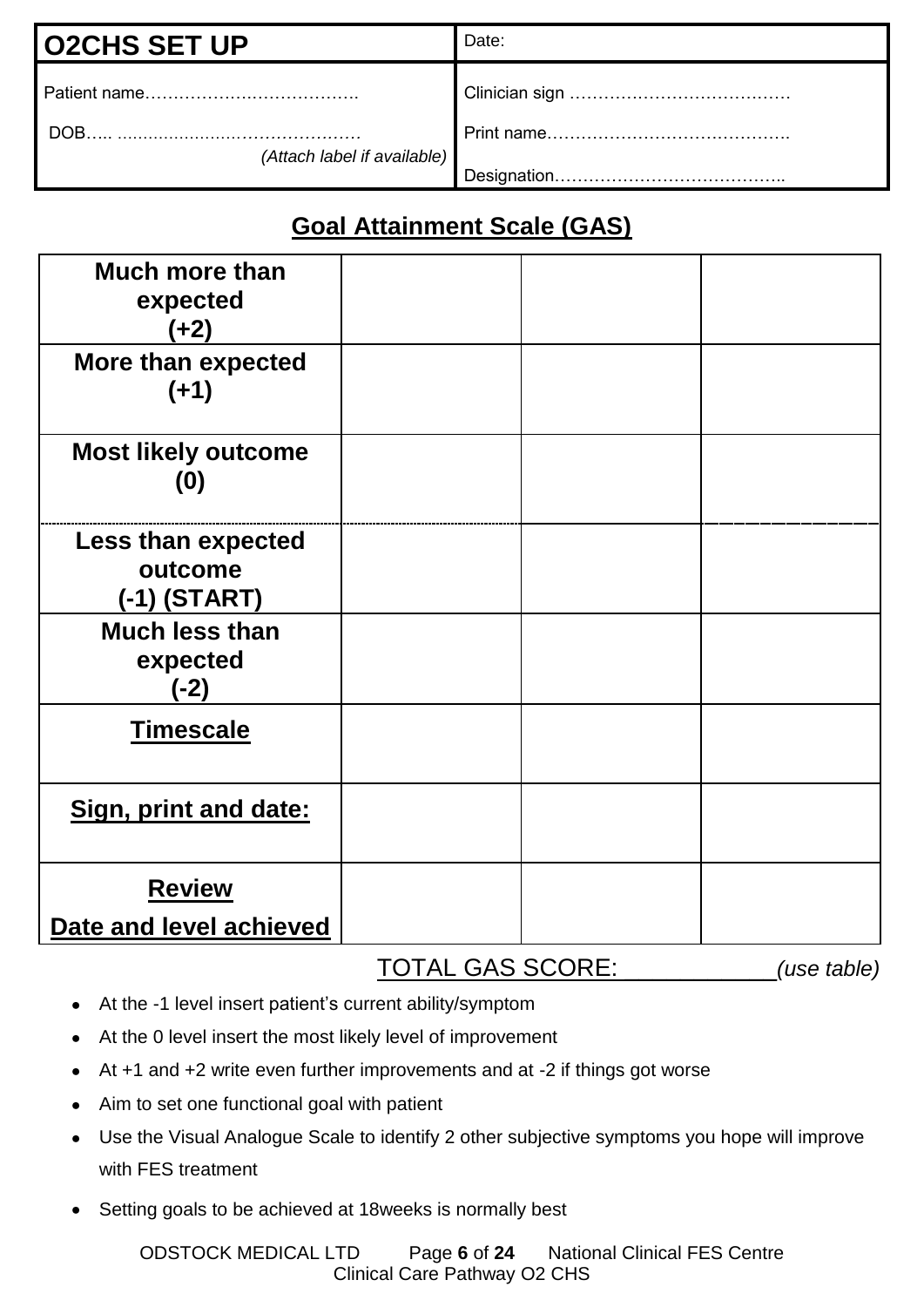| O2CHS SET UP | Date: |
|---|---|
| Patient name………………………………. | Clinician sign ………………………………… |
| DOB….. ………………………………… *(Attach label if available)* | Print name……………………………………. |
| | Designation………………………………….. |

## Goal Attainment Scale (GAS)

| | | | |
|---|---|---|---|
| **Much more than expected (+2)** | | | |
| **More than expected (+1)** | | | |
| **Most likely outcome (0)** | | | |
| **Less than expected outcome (-1) (START)** | | | |
| **Much less than expected (-2)** | | | |
| **Timescale** | | | |
| **Sign, print and date:** | | | |
| **Review Date and level achieved** | | | |

TOTAL GAS SCORE: ___________*(use table)*

- At the -1 level insert patient's current ability/symptom
- At the 0 level insert the most likely level of improvement
- At +1 and +2 write even further improvements and at -2 if things got worse
- Aim to set one functional goal with patient
- Use the Visual Analogue Scale to identify 2 other subjective symptoms you hope will improve with FES treatment
- Setting goals to be achieved at 18weeks is normally best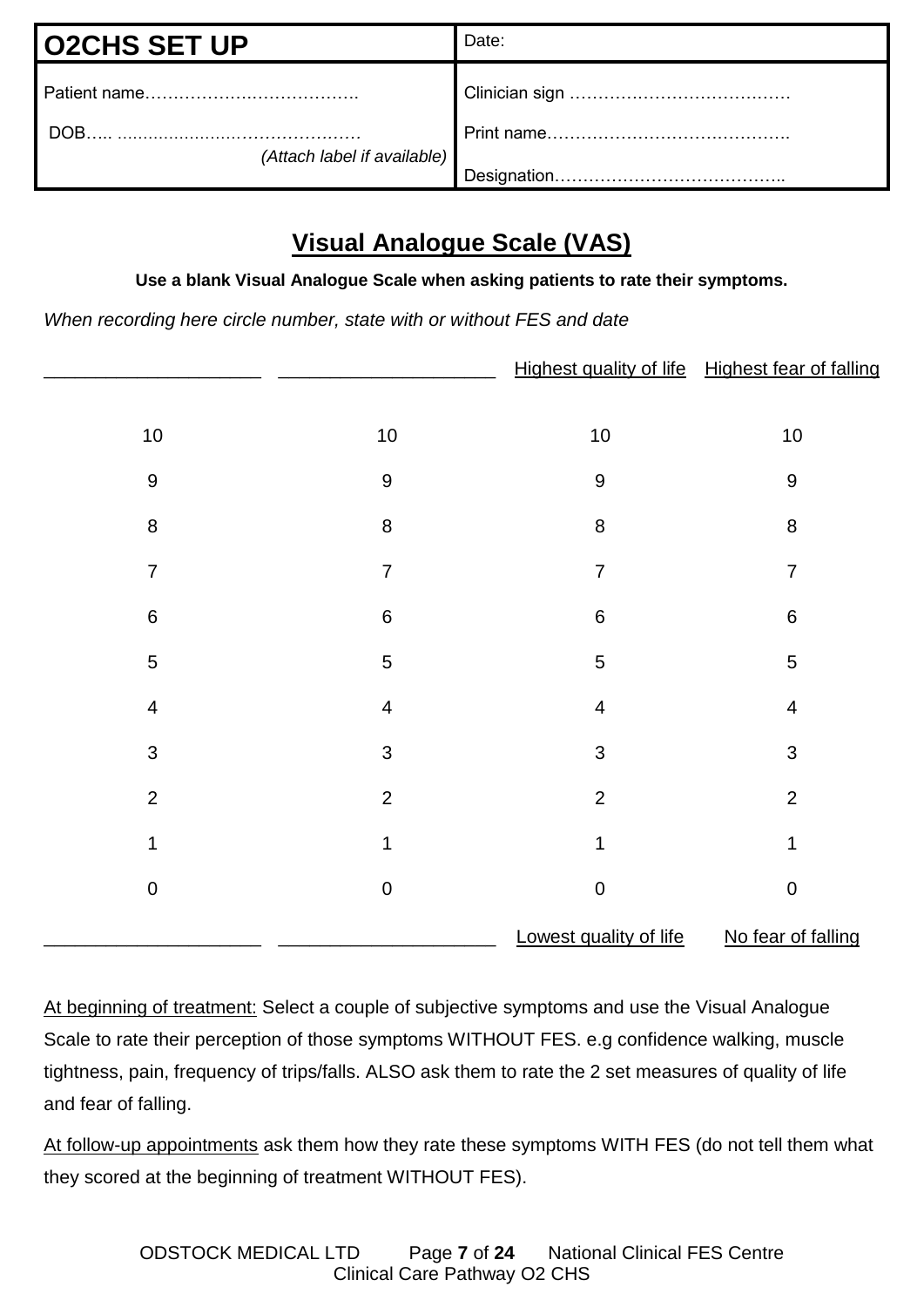| O2CHS SET UP | Date: |
| --- | --- |
| Patient name……………………………….<br><br>DOB….. ………………………………………<br>*(Attach label if available)* | Clinician sign …………………………………<br><br>Print name…………………………………….<br><br>Designation………………………………….. |

## Visual Analogue Scale (VAS)

**Use a blank Visual Analogue Scale when asking patients to rate their symptoms.**

*When recording here circle number, state with or without FES and date*

| ____________________ | ____________________ | Highest quality of life | Highest fear of falling |
| --- | --- | --- | --- |
| 10 | 10 | 10 | 10 |
| 9 | 9 | 9 | 9 |
| 8 | 8 | 8 | 8 |
| 7 | 7 | 7 | 7 |
| 6 | 6 | 6 | 6 |
| 5 | 5 | 5 | 5 |
| 4 | 4 | 4 | 4 |
| 3 | 3 | 3 | 3 |
| 2 | 2 | 2 | 2 |
| 1 | 1 | 1 | 1 |
| 0 | 0 | 0 | 0 |
| ____________________ | ____________________ | Lowest quality of life | No fear of falling |

At beginning of treatment: Select a couple of subjective symptoms and use the Visual Analogue Scale to rate their perception of those symptoms WITHOUT FES. e.g confidence walking, muscle tightness, pain, frequency of trips/falls. ALSO ask them to rate the 2 set measures of quality of life and fear of falling.

At follow-up appointments ask them how they rate these symptoms WITH FES (do not tell them what they scored at the beginning of treatment WITHOUT FES).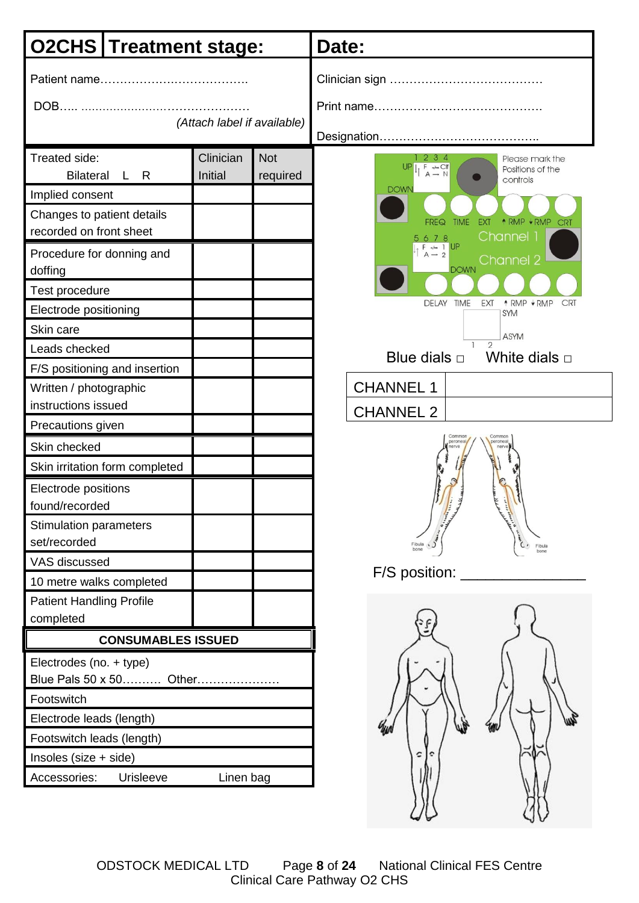| O2CHS | Treatment stage: | Date: |
|---|---|---|

Patient name……………………………….

DOB….. ………………………………………

*(Attach label if available)*

Clinician sign …………………………………

Print name……………………………………

Designation…………………………………..

| Treated side: Bilateral L R | Clinician Initial | Not required |
|---|---|---|
| Implied consent | | |
| Changes to patient details recorded on front sheet | | |
| Procedure for donning and doffing | | |
| Test procedure | | |
| Electrode positioning | | |
| Skin care | | |
| Leads checked | | |
| F/S positioning and insertion | | |
| Written / photographic instructions issued | | |
| Precautions given | | |
| Skin checked | | |
| Skin irritation form completed | | |
| Electrode positions found/recorded | | |
| Stimulation parameters set/recorded | | |
| VAS discussed | | |
| 10 metre walks completed | | |
| Patient Handling Profile completed | | |

| CONSUMABLES ISSUED |
|---|
| Electrodes (no. + type) Blue Pals 50 x 50………. Other………………… |
| Footswitch |
| Electrode leads (length) |
| Footswitch leads (length) |
| Insoles (size + side) |
| Accessories: Urisleeve Linen bag |

1 2 3 4 UP F C/f A N DOWN Please mark the Positions of the controls

FREQ TIME EXT RMP RMP CRT Channel 1

5 6 7 8 F 1 A 2 UP DOWN Channel 2

DELAY TIME EXT RMP RMP CRT SYM ASYM 1 2

Blue dials □ White dials □

| CHANNEL 1 | |
|---|---|
| CHANNEL 2 | |

Common peroneal nerve Common peroneal nerve Fibula bone Fibula bone

F/S position: _______________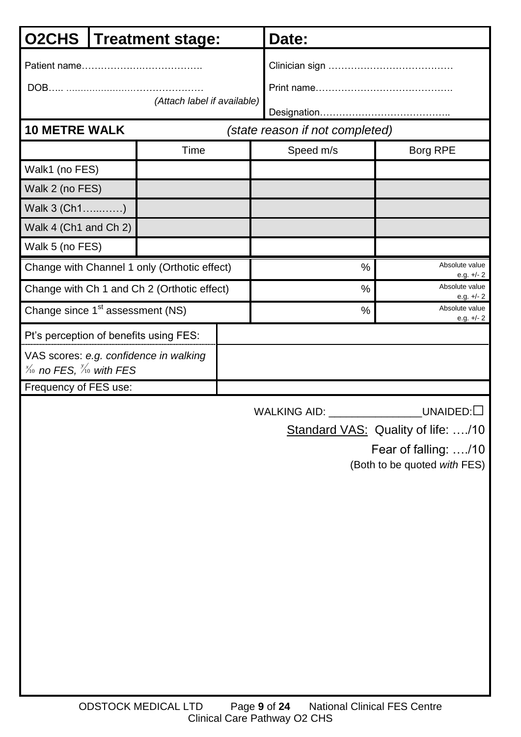| O2CHS | Treatment stage: | Date: |
|---|---|---|

Patient name……………………………….

DOB….. ………………………………… *(Attach label if available)*

Clinician sign …………………………………

Print name…………………………………….

Designation…………………………………..

**10 METRE WALK** *(state reason if not completed)*

| | Time | Speed m/s | Borg RPE |
|---|---|---|---|
| Walk1 (no FES) | | | |
| Walk 2 (no FES) | | | |
| Walk 3 (Ch1…..……) | | | |
| Walk 4 (Ch1 and Ch 2) | | | |
| Walk 5 (no FES) | | | |
| Change with Channel 1 only (Orthotic effect) | | % | Absolute value e.g. +/- 2 |
| Change with Ch 1 and Ch 2 (Orthotic effect) | | % | Absolute value e.g. +/- 2 |
| Change since 1st assessment (NS) | | % | Absolute value e.g. +/- 2 |

| | |
|---|---|
| Pt's perception of benefits using FES: | |
| VAS scores: *e.g. confidence in walking x/10 no FES, y/10 with FES* | |
| Frequency of FES use: | |

WALKING AID: ________________UNAIDED:☐

<u>Standard VAS:</u> Quality of life: …./10

Fear of falling: …./10

(Both to be quoted *with* FES)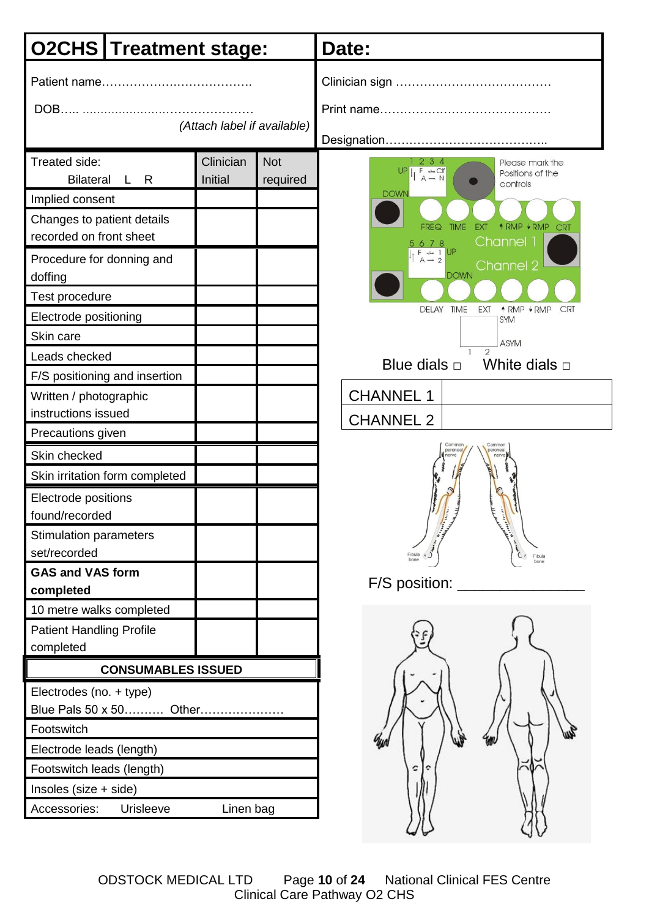| O2CHS | Treatment stage: | Date: |
|---|---|---|

Patient name……………………………….

DOB….. ……………………………………… *(Attach label if available)*

Clinician sign …………………………………

Print name……………………………………

Designation…………………………………..

| Treated side: Bilateral L R | Clinician Initial | Not required |
|---|---|---|
| Implied consent | | |
| Changes to patient details recorded on front sheet | | |
| Procedure for donning and doffing | | |
| Test procedure | | |
| Electrode positioning | | |
| Skin care | | |
| Leads checked | | |
| F/S positioning and insertion | | |
| Written / photographic instructions issued | | |
| Precautions given | | |
| Skin checked | | |
| Skin irritation form completed | | |
| Electrode positions found/recorded | | |
| Stimulation parameters set/recorded | | |
| **GAS and VAS form completed** | | |
| 10 metre walks completed | | |
| Patient Handling Profile completed | | |

| **CONSUMABLES ISSUED** |
|---|
| Electrodes (no. + type) Blue Pals 50 x 50………. Other………………… |
| Footswitch |
| Electrode leads (length) |
| Footswitch leads (length) |
| Insoles (size + side) |
| Accessories: Urisleeve Linen bag |

1 2 3 4 UP F Clf A N DOWN Please mark the Positions of the controls

FREQ TIME EXT ↑RMP ↓RMP CRT Channel 1

5 6 7 8 F 1 A 2 UP DOWN Channel 2

DELAY TIME EXT ↑RMP ↓RMP CRT SYM ASYM 1 2

Blue dials □ White dials □

| CHANNEL 1 | |
|---|---|
| CHANNEL 2 | |

Common peroneal nerve — Common peroneal nerve — Fibula bone — Fibula bone

F/S position: _______________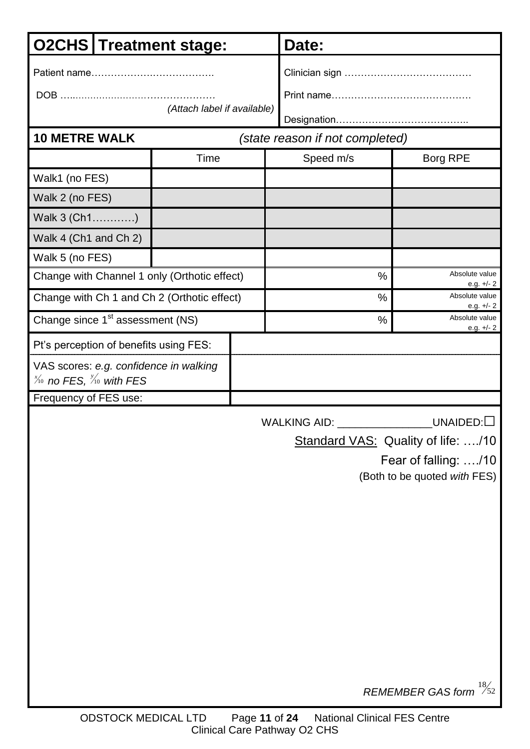| O2CHS | Treatment stage: | Date: |
|---|---|---|

Patient name……………………………….

DOB ……………………………………….. *(Attach label if available)*

Clinician sign …………………………………

Print name……………………………………

Designation…………………………………..

**10 METRE WALK** *(state reason if not completed)*

| | Time | Speed m/s | Borg RPE |
|---|---|---|---|
| Walk1 (no FES) | | | |
| Walk 2 (no FES) | | | |
| Walk 3 (Ch1…………) | | | |
| Walk 4 (Ch1 and Ch 2) | | | |
| Walk 5 (no FES) | | | |
| Change with Channel 1 only (Orthotic effect) | | % | Absolute value e.g. +/- 2 |
| Change with Ch 1 and Ch 2 (Orthotic effect) | | % | Absolute value e.g. +/- 2 |
| Change since 1st assessment (NS) | | % | Absolute value e.g. +/- 2 |

| | |
|---|---|
| Pt's perception of benefits using FES: | |
| VAS scores: *e.g. confidence in walking* $\frac{x}{10}$ *no FES,* $\frac{y}{10}$ *with FES* | |
| Frequency of FES use: | |

WALKING AID: ________________UNAIDED:☐

<u>Standard VAS:</u> Quality of life: …./10

Fear of falling: …./10

(Both to be quoted *with* FES)

*REMEMBER GAS form* $\frac{18}{52}$

ODSTOCK MEDICAL LTD National Clinical FES Centre

Clinical Care Pathway O2 CHS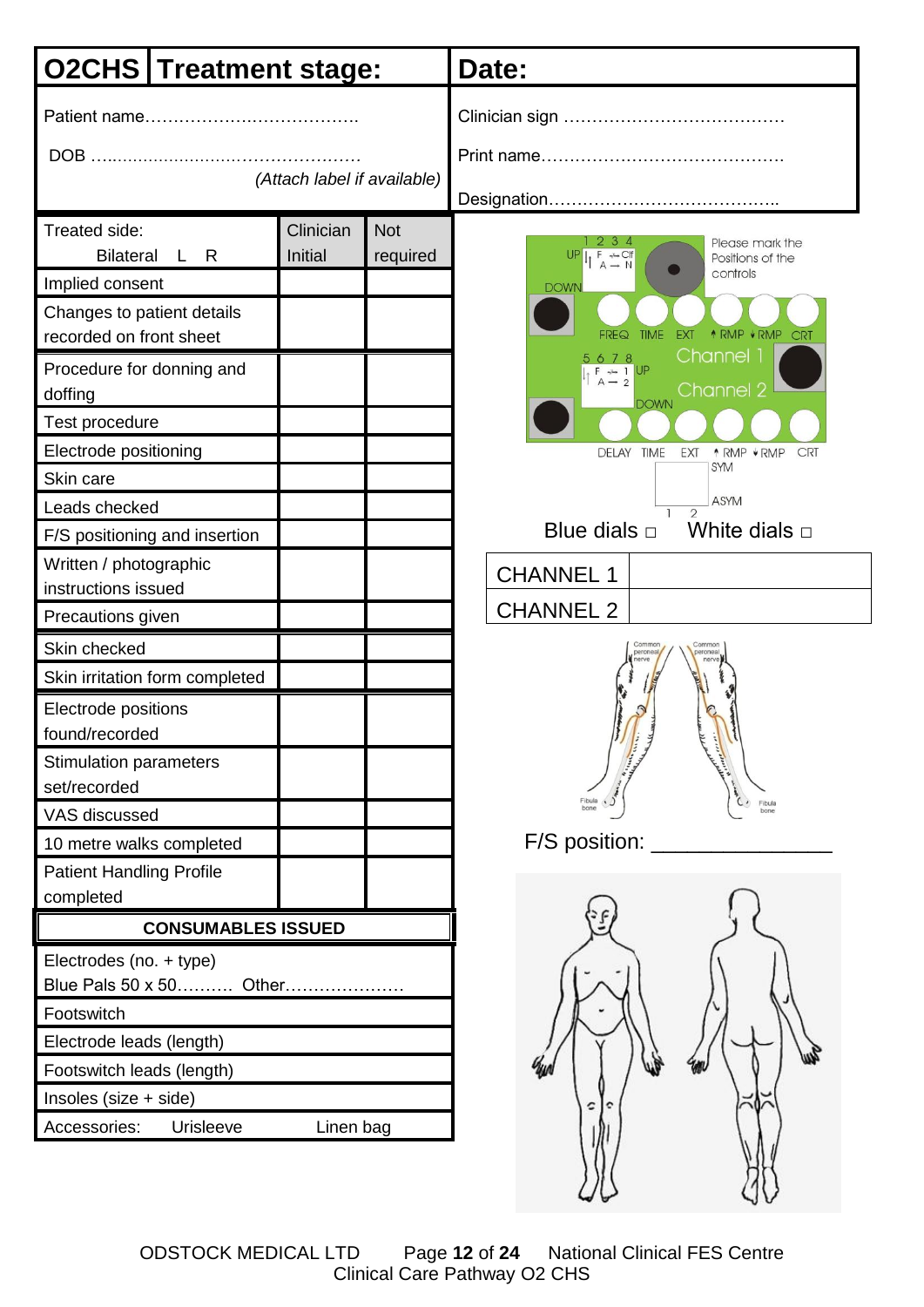| O2CHS | Treatment stage: | Date: |
|---|---|---|

Patient name……………………………….

DOB …..………………………………………

*(Attach label if available)*

Clinician sign …………………………………

Print name……………………………………

Designation…………………………………..

| Treated side: Bilateral L R | Clinician Initial | Not required |
|---|---|---|
| Implied consent | | |
| Changes to patient details recorded on front sheet | | |
| Procedure for donning and doffing | | |
| Test procedure | | |
| Electrode positioning | | |
| Skin care | | |
| Leads checked | | |
| F/S positioning and insertion | | |
| Written / photographic instructions issued | | |
| Precautions given | | |
| Skin checked | | |
| Skin irritation form completed | | |
| Electrode positions found/recorded | | |
| Stimulation parameters set/recorded | | |
| VAS discussed | | |
| 10 metre walks completed | | |
| Patient Handling Profile completed | | |

| CONSUMABLES ISSUED |
|---|
| Electrodes (no. + type) Blue Pals 50 x 50………. Other………………… |
| Footswitch |
| Electrode leads (length) |
| Footswitch leads (length) |
| Insoles (size + side) |
| Accessories: Urisleeve Linen bag |

Please mark the Positions of the controls

1 2 3 4 UP F CIf A N DOWN

FREQ TIME EXT ↑RMP ↓RMP CRT

Channel 1

5 6 7 8 F 1 UP A 2 DOWN

Channel 2

DELAY TIME EXT ↑RMP ↓RMP CRT

SYM ASYM 1 2

Blue dials □ White dials □

| CHANNEL 1 | |
|---|---|
| CHANNEL 2 | |

Common peroneal nerve / Common peroneal nerve / Fibula bone / Fibula bone

F/S position: _______________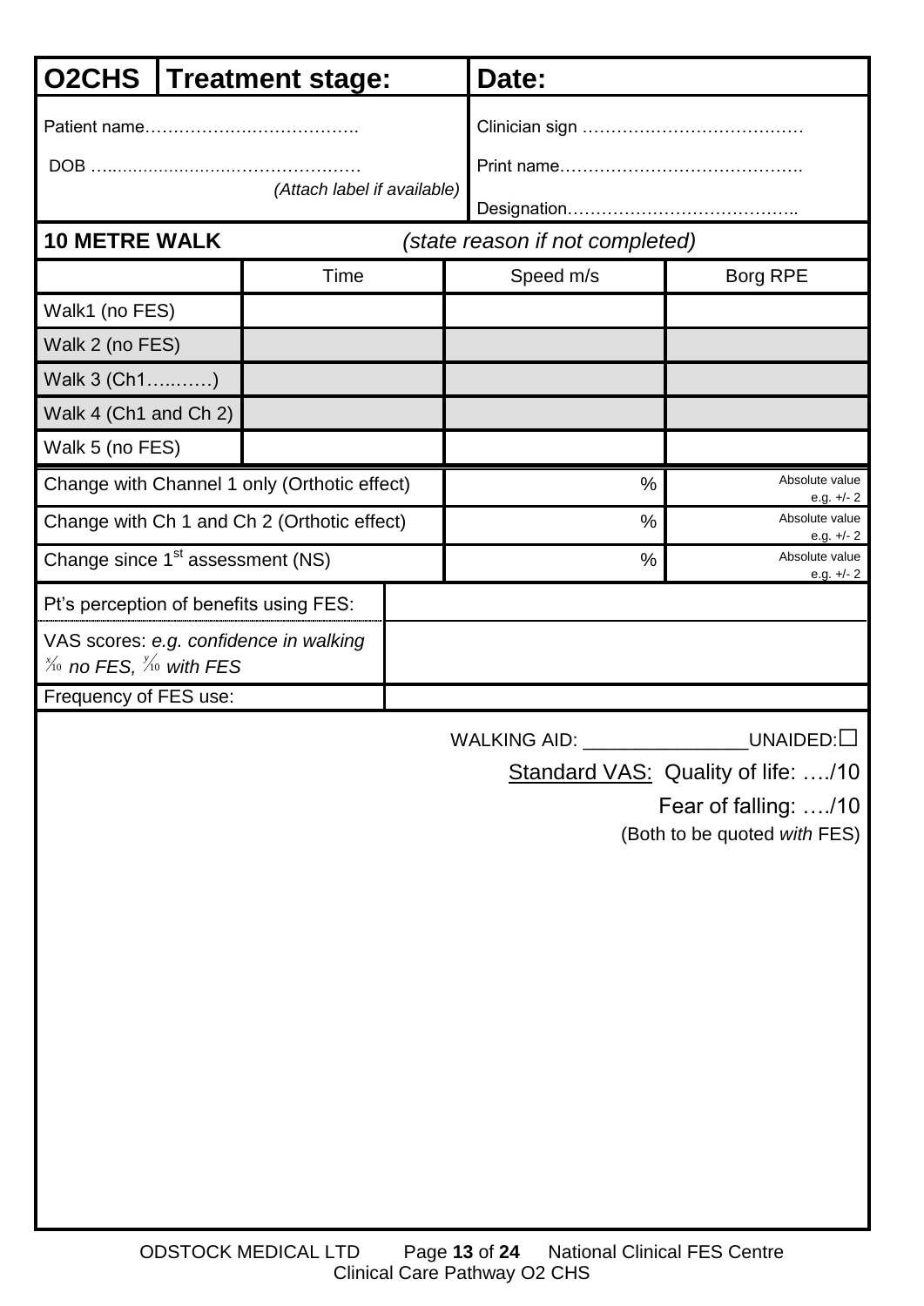| **O2CHS** | **Treatment stage:** | **Date:** |
|---|---|---|
| Patient name………………………………. | | Clinician sign ………………………………… |
| DOB ……………………………………………… *(Attach label if available)* | | Print name……………………………………. |
| | | Designation………………………………….. |

**10 METRE WALK** *(state reason if not completed)*

| | Time | Speed m/s | Borg RPE |
|---|---|---|---|
| Walk1 (no FES) | | | |
| Walk 2 (no FES) | | | |
| Walk 3 (Ch1………) | | | |
| Walk 4 (Ch1 and Ch 2) | | | |
| Walk 5 (no FES) | | | |
| Change with Channel 1 only (Orthotic effect) | | % | Absolute value e.g. +/- 2 |
| Change with Ch 1 and Ch 2 (Orthotic effect) | | % | Absolute value e.g. +/- 2 |
| Change since 1st assessment (NS) | | % | Absolute value e.g. +/- 2 |

| | |
|---|---|
| Pt's perception of benefits using FES: | |
| VAS scores: *e.g. confidence in walking* *x/10 no FES, y/10 with FES* | |
| Frequency of FES use: | |

WALKING AID: _______________UNAIDED:☐

Standard VAS: Quality of life: …./10

Fear of falling: …./10

(Both to be quoted *with* FES)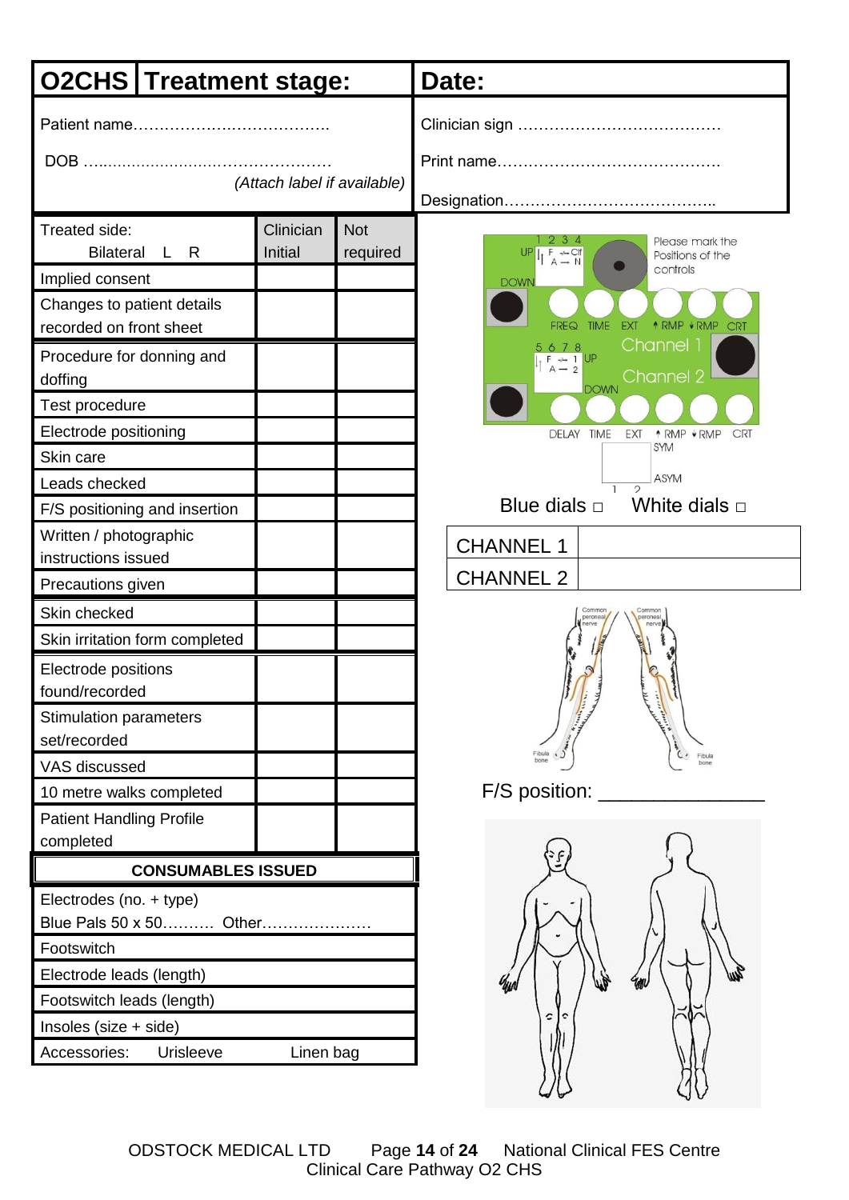| O2CHS | Treatment stage: | Date: |
|---|---|---|

Patient name……………………………….

DOB ……………………………………………

*(Attach label if available)*

Clinician sign …………………………………

Print name……………………………………

Designation…………………………………..

| Treated side: Bilateral L R | Clinician Initial | Not required |
|---|---|---|
| Implied consent | | |
| Changes to patient details recorded on front sheet | | |
| Procedure for donning and doffing | | |
| Test procedure | | |
| Electrode positioning | | |
| Skin care | | |
| Leads checked | | |
| F/S positioning and insertion | | |
| Written / photographic instructions issued | | |
| Precautions given | | |
| Skin checked | | |
| Skin irritation form completed | | |
| Electrode positions found/recorded | | |
| Stimulation parameters set/recorded | | |
| VAS discussed | | |
| 10 metre walks completed | | |
| Patient Handling Profile completed | | |

| CONSUMABLES ISSUED |
|---|
| Electrodes (no. + type) Blue Pals 50 x 50………. Other………………… |
| Footswitch |
| Electrode leads (length) |
| Footswitch leads (length) |
| Insoles (size + side) |
| Accessories: Urisleeve Linen bag |

Please mark the Positions of the controls

UP 1 2 3 4 F Clf A N DOWN

FREQ TIME EXT ↑RMP ↓RMP CRT

Channel 1

5 6 7 8 F 1 A 2 UP DOWN

Channel 2

DELAY TIME EXT ↑RMP ↓RMP CRT

SYM ASYM 1 2

Blue dials □ White dials □

| CHANNEL 1 | |
|---|---|
| CHANNEL 2 | |

Common peroneal nerve Common peroneal nerve Fibula bone Fibula bone

F/S position: _______________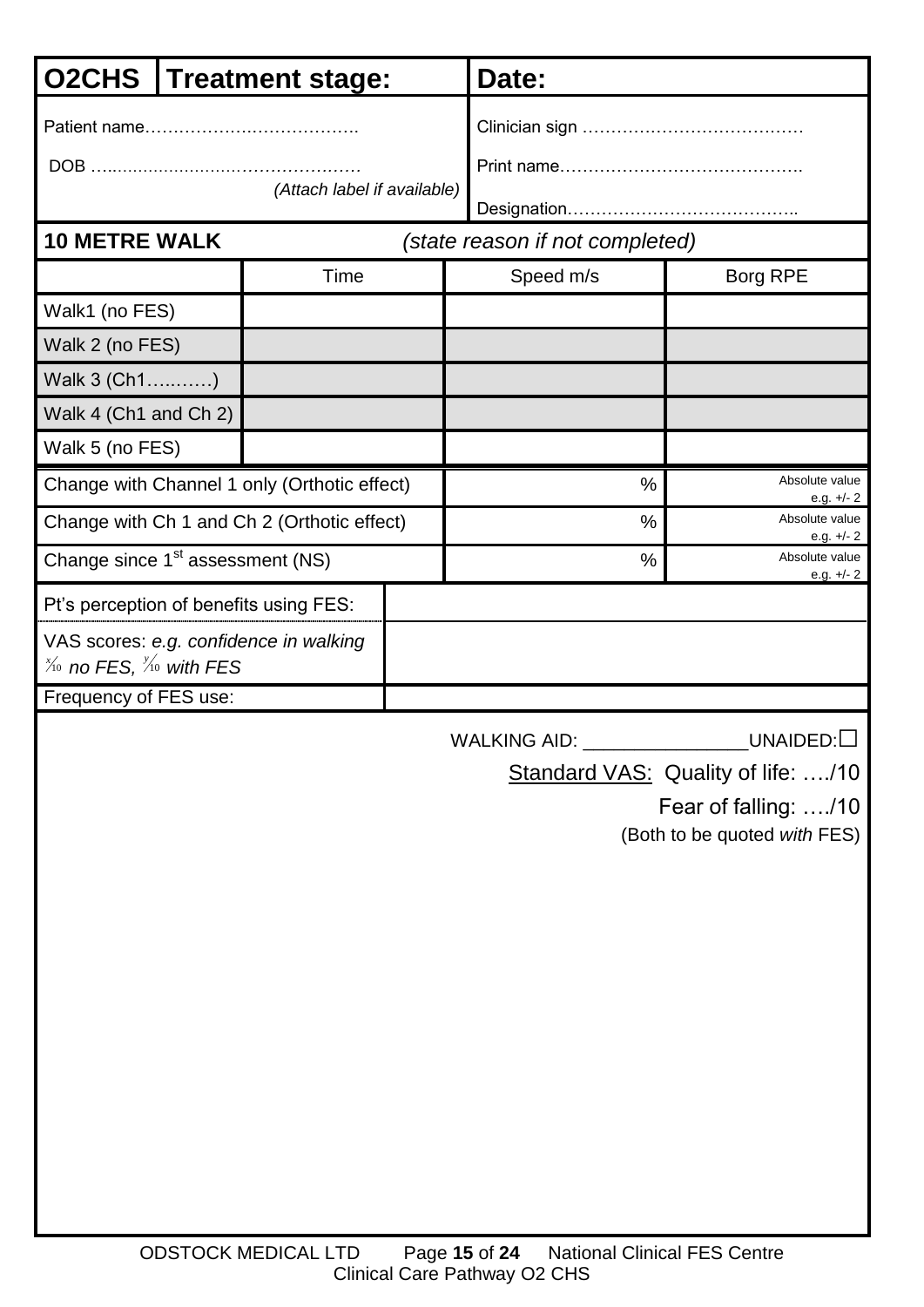| O2CHS | Treatment stage: | Date: |
|---|---|---|
| Patient name………………………………. DOB …..……………………………………… *(Attach label if available)* | | Clinician sign ………………………………… Print name……………………………………. Designation………………………………….. |

**10 METRE WALK** *(state reason if not completed)*

| | Time | Speed m/s | Borg RPE |
|---|---|---|---|
| Walk1 (no FES) | | | |
| Walk 2 (no FES) | | | |
| Walk 3 (Ch1……….) | | | |
| Walk 4 (Ch1 and Ch 2) | | | |
| Walk 5 (no FES) | | | |
| Change with Channel 1 only (Orthotic effect) | | % | Absolute value e.g. +/- 2 |
| Change with Ch 1 and Ch 2 (Orthotic effect) | | % | Absolute value e.g. +/- 2 |
| Change since 1st assessment (NS) | | % | Absolute value e.g. +/- 2 |

| | |
|---|---|
| Pt's perception of benefits using FES: | |
| VAS scores: *e.g. confidence in walking x/10 no FES, y/10 with FES* | |
| Frequency of FES use: | |

WALKING AID: _______________UNAIDED:☐

Standard VAS: Quality of life: …./10

Fear of falling: …./10

(Both to be quoted *with* FES)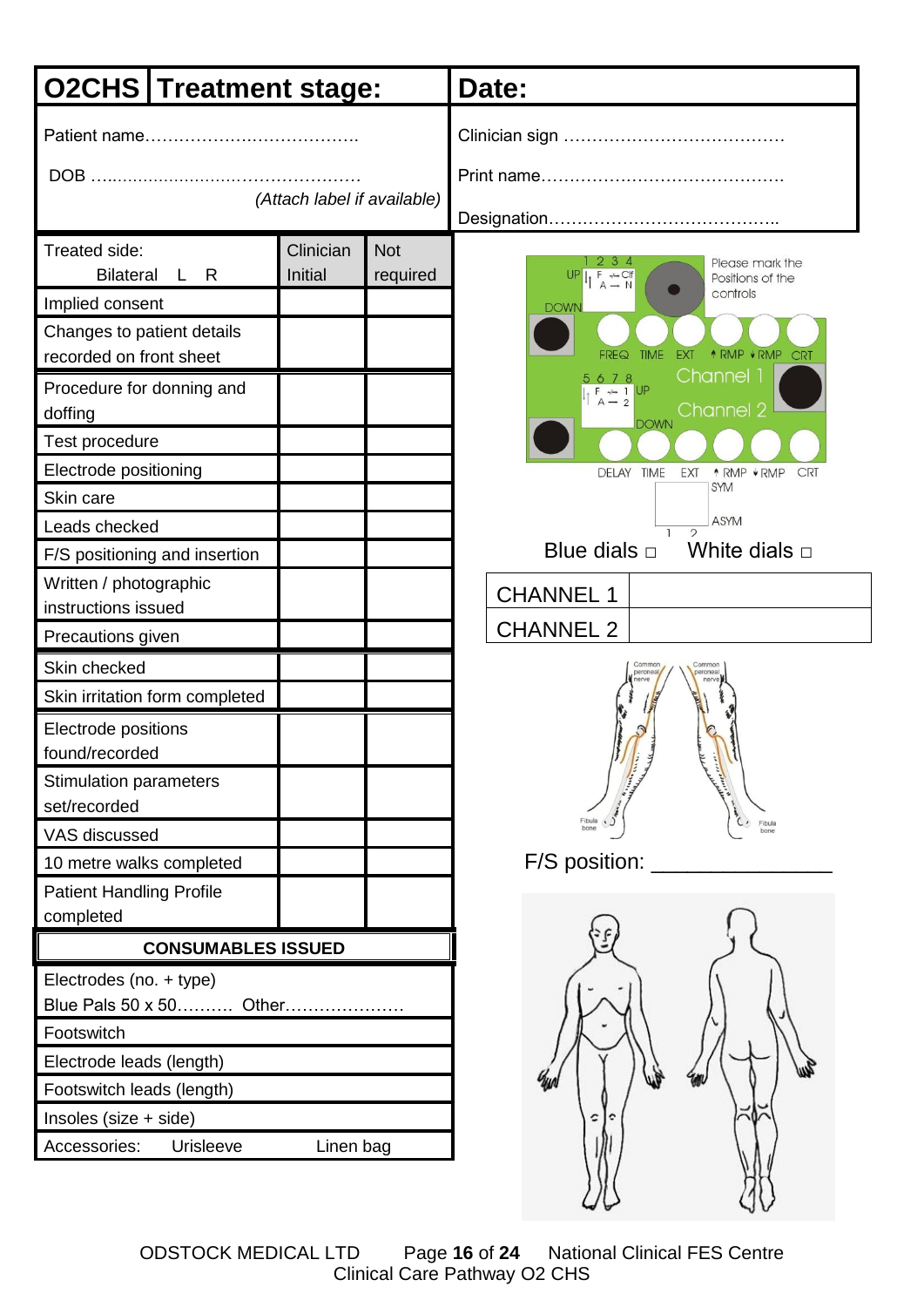| O2CHS | Treatment stage: | Date: |
|---|---|---|

Patient name……………………………….

DOB …...........................………………… *(Attach label if available)*

Clinician sign …………………………………

Print name……………………………………

Designation…………………………………..

| Treated side: Bilateral L R | Clinician Initial | Not required |
|---|---|---|
| Implied consent | | |
| Changes to patient details recorded on front sheet | | |
| Procedure for donning and doffing | | |
| Test procedure | | |
| Electrode positioning | | |
| Skin care | | |
| Leads checked | | |
| F/S positioning and insertion | | |
| Written / photographic instructions issued | | |
| Precautions given | | |
| Skin checked | | |
| Skin irritation form completed | | |
| Electrode positions found/recorded | | |
| Stimulation parameters set/recorded | | |
| VAS discussed | | |
| 10 metre walks completed | | |
| Patient Handling Profile completed | | |

| **CONSUMABLES ISSUED** |
|---|
| Electrodes (no. + type) Blue Pals 50 x 50………. Other………………… |
| Footswitch |
| Electrode leads (length) |
| Footswitch leads (length) |
| Insoles (size + side) |
| Accessories: Urisleeve Linen bag |

Please mark the Positions of the controls

UP 1 2 3 4 F Clf A N DOWN

FREQ TIME EXT ↑RMP ↓RMP CRT

5 6 7 8 F 1 A 2 UP DOWN Channel 1 Channel 2

DELAY TIME EXT ↑RMP ↓RMP CRT

SYM ASYM 1 2

Blue dials □ White dials □

| CHANNEL 1 | |
|---|---|
| CHANNEL 2 | |

Common peroneal nerve Common peroneal nerve Fibula bone Fibula bone

F/S position: _______________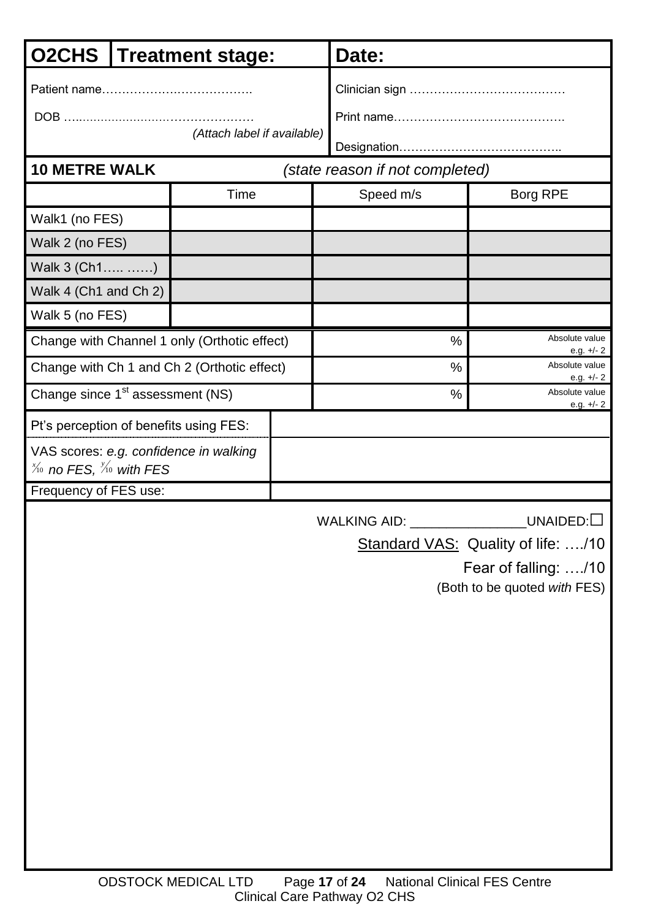| **O2CHS** | **Treatment stage:** | **Date:** |
|---|---|---|

Patient name……………….……………….

DOB …..……………………………………
*(Attach label if available)*

Clinician sign ……………………………………

Print name…………………………………….

Designation…………………………………..

**10 METRE WALK** *(state reason if not completed)*

| | Time | Speed m/s | Borg RPE |
|---|---|---|---|
| Walk1 (no FES) | | | |
| Walk 2 (no FES) | | | |
| Walk 3 (Ch1….. ……) | | | |
| Walk 4 (Ch1 and Ch 2) | | | |
| Walk 5 (no FES) | | | |
| Change with Channel 1 only (Orthotic effect) | | % | Absolute value e.g. +/- 2 |
| Change with Ch 1 and Ch 2 (Orthotic effect) | | % | Absolute value e.g. +/- 2 |
| Change since 1st assessment (NS) | | % | Absolute value e.g. +/- 2 |

| | |
|---|---|
| Pt's perception of benefits using FES: | |
| VAS scores: *e.g. confidence in walking* *x/10 no FES, y/10 with FES* | |
| Frequency of FES use: | |

WALKING AID: _______________ UNAIDED: ☐

Standard VAS: Quality of life: …./10

Fear of falling: …./10

(Both to be quoted *with* FES)

ODSTOCK MEDICAL LTD National Clinical FES Centre
Clinical Care Pathway O2 CHS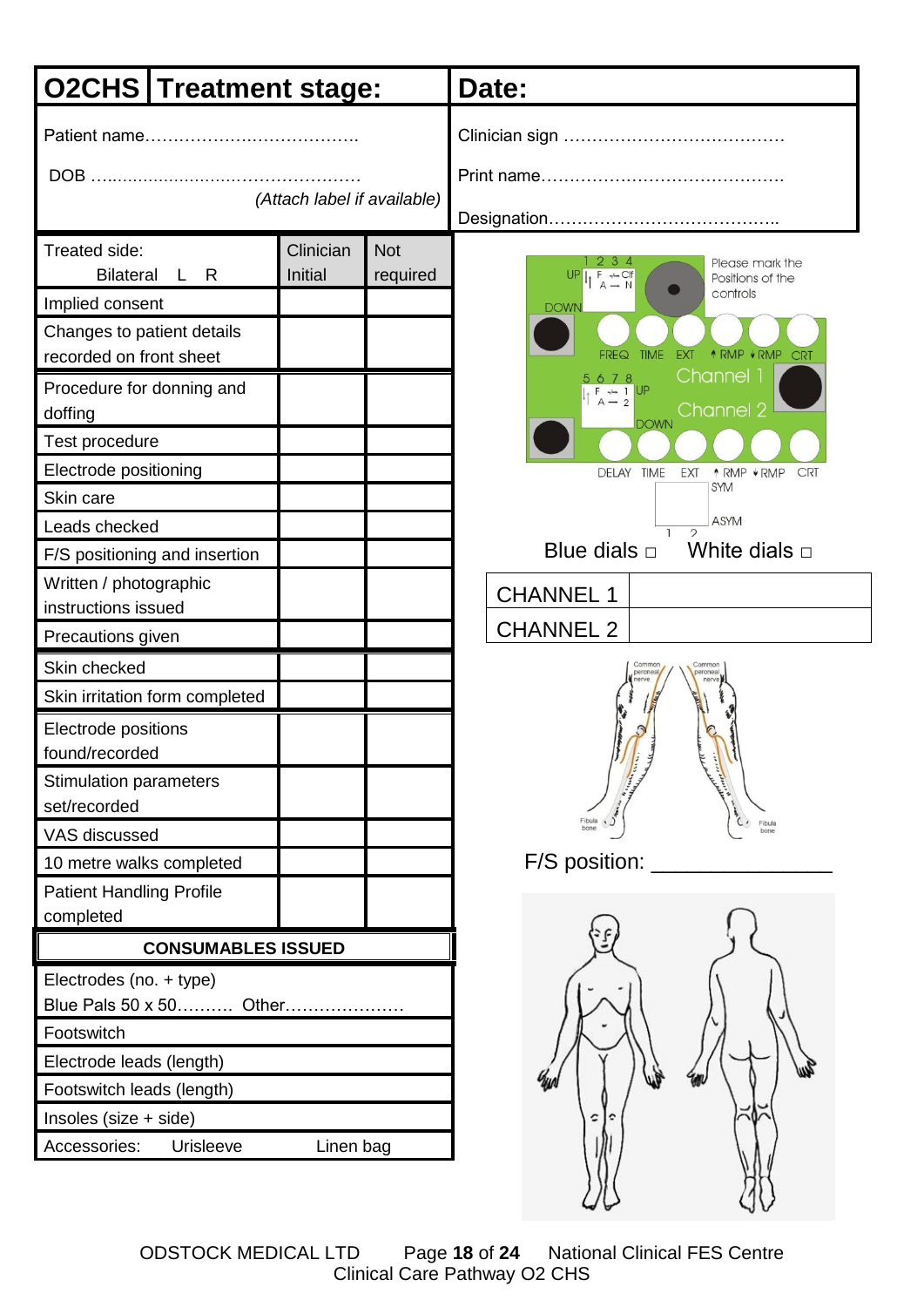| O2CHS | Treatment stage: | Date: |
|---|---|---|

Patient name……………………………….

DOB …..........................................…………

*(Attach label if available)*

Clinician sign …………………………………

Print name…………………………………….

Designation…………………………………..

| Treated side: Bilateral L R | Clinician Initial | Not required |
|---|---|---|
| Implied consent | | |
| Changes to patient details recorded on front sheet | | |
| Procedure for donning and doffing | | |
| Test procedure | | |
| Electrode positioning | | |
| Skin care | | |
| Leads checked | | |
| F/S positioning and insertion | | |
| Written / photographic instructions issued | | |
| Precautions given | | |
| Skin checked | | |
| Skin irritation form completed | | |
| Electrode positions found/recorded | | |
| Stimulation parameters set/recorded | | |
| VAS discussed | | |
| 10 metre walks completed | | |
| Patient Handling Profile completed | | |

| **CONSUMABLES ISSUED** |
|---|
| Electrodes (no. + type) Blue Pals 50 x 50………. Other………………… |
| Footswitch |
| Electrode leads (length) |
| Footswitch leads (length) |
| Insoles (size + side) |
| Accessories: Urisleeve Linen bag |

Please mark the Positions of the controls

UP 1 2 3 4 F Clf A N DOWN FREQ TIME EXT ↑RMP ↓RMP CRT Channel 1

5 6 7 8 F 1 A 2 UP DOWN Channel 2 DELAY TIME EXT ↑RMP ↓RMP CRT SYM ASYM 1 2

Blue dials □ White dials □

| CHANNEL 1 | |
|---|---|
| CHANNEL 2 | |

Common peroneal nerve Common peroneal nerve Fibula bone Fibula bone

F/S position: _______________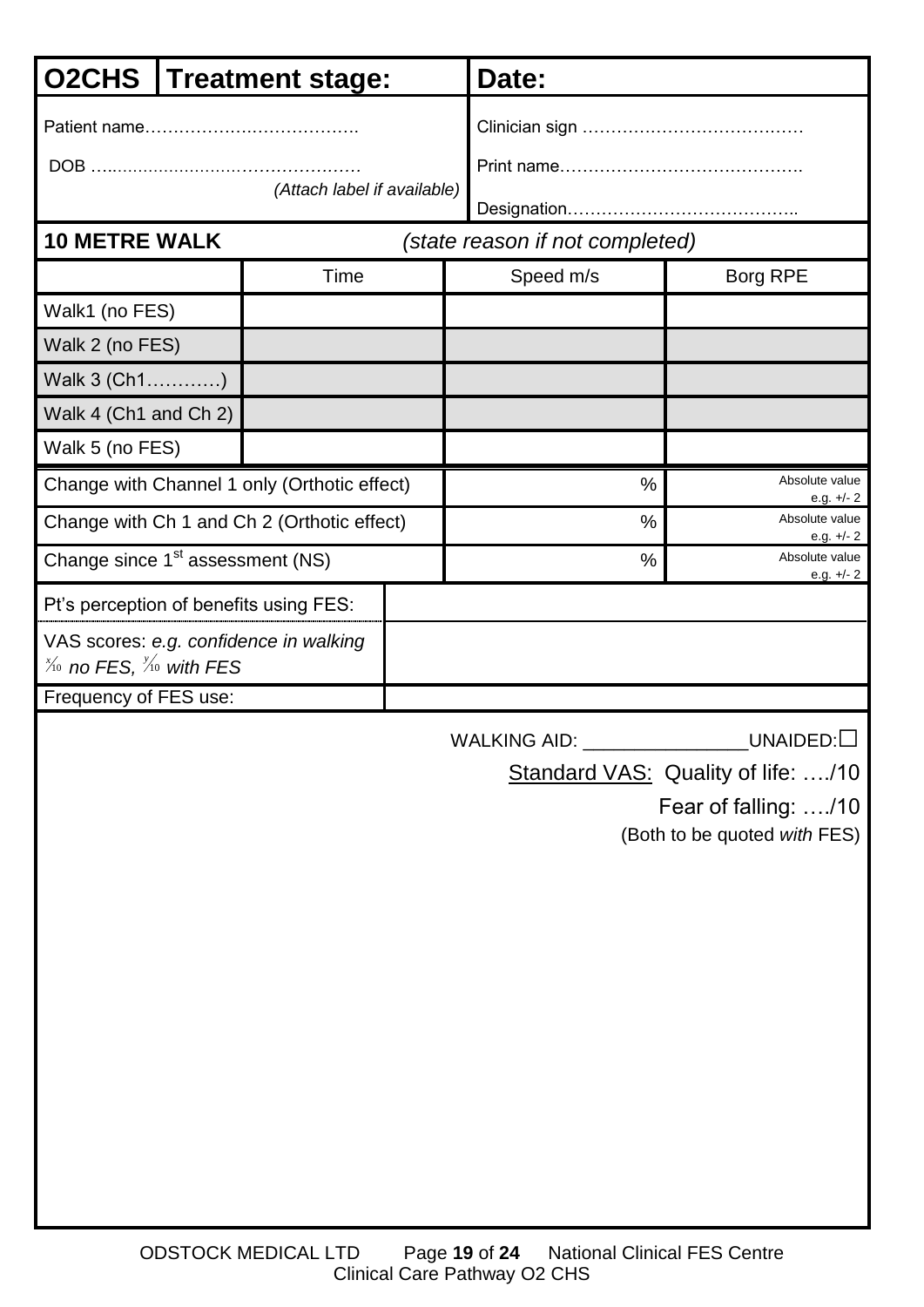| O2CHS | Treatment stage: | Date: |
|---|---|---|

Patient name……………….……………….

DOB …..…………………………………… *(Attach label if available)*

Clinician sign …………………………………

Print name…………………………………….

Designation…………………………………..

**10 METRE WALK** *(state reason if not completed)*

| | Time | Speed m/s | Borg RPE |
|---|---|---|---|
| Walk1 (no FES) | | | |
| Walk 2 (no FES) | | | |
| Walk 3 (Ch1…………) | | | |
| Walk 4 (Ch1 and Ch 2) | | | |
| Walk 5 (no FES) | | | |
| Change with Channel 1 only (Orthotic effect) | | % | Absolute value e.g. +/- 2 |
| Change with Ch 1 and Ch 2 (Orthotic effect) | | % | Absolute value e.g. +/- 2 |
| Change since 1st assessment (NS) | | % | Absolute value e.g. +/- 2 |

| | |
|---|---|
| Pt's perception of benefits using FES: | |
| VAS scores: *e.g. confidence in walking* *x/10 no FES, y/10 with FES* | |
| Frequency of FES use: | |

WALKING AID: _______________UNAIDED:☐

Standard VAS: Quality of life: …./10

Fear of falling: …./10

(Both to be quoted *with* FES)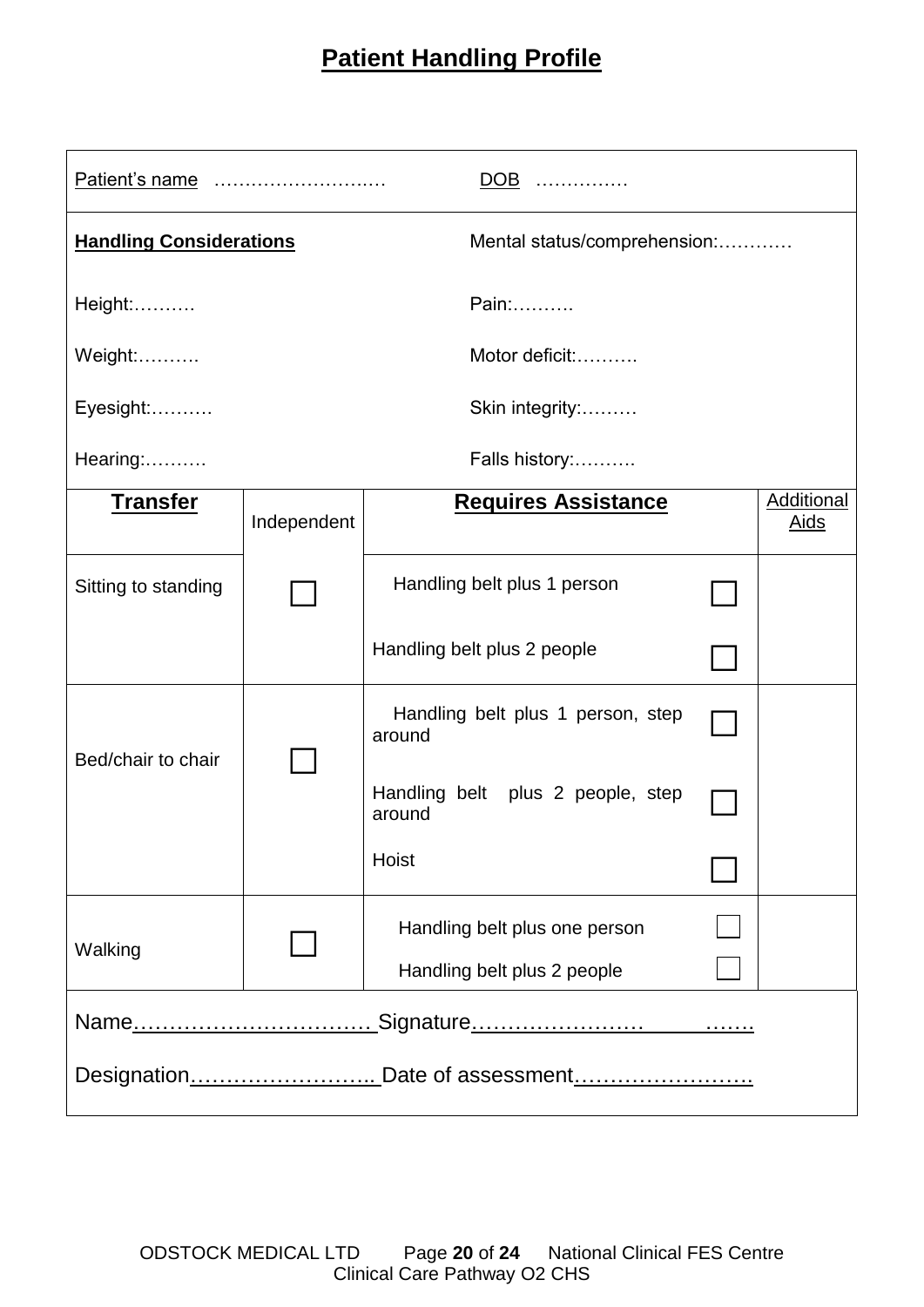# Patient Handling Profile

Patient's name ……………………….… DOB ……………

**Handling Considerations**

Mental status/comprehension:…………

Height:……….

Pain:……….

Weight:……….

Motor deficit:……….

Eyesight:……….

Skin integrity:………

Hearing:……….

Falls history:……….

| **Transfer** | Independent | **Requires Assistance** | | Additional Aids |
|---|---|---|---|---|
| Sitting to standing | ☐ | Handling belt plus 1 person | ☐ | |
| | | Handling belt plus 2 people | ☐ | |
| Bed/chair to chair | ☐ | Handling belt plus 1 person, step around | ☐ | |
| | | Handling belt plus 2 people, step around | ☐ | |
| | | Hoist | ☐ | |
| Walking | ☐ | Handling belt plus one person | ☐ | |
| | | Handling belt plus 2 people | ☐ | |

Name…………………………… Signature…………………… …….

Designation…………………….. Date of assessment……………………..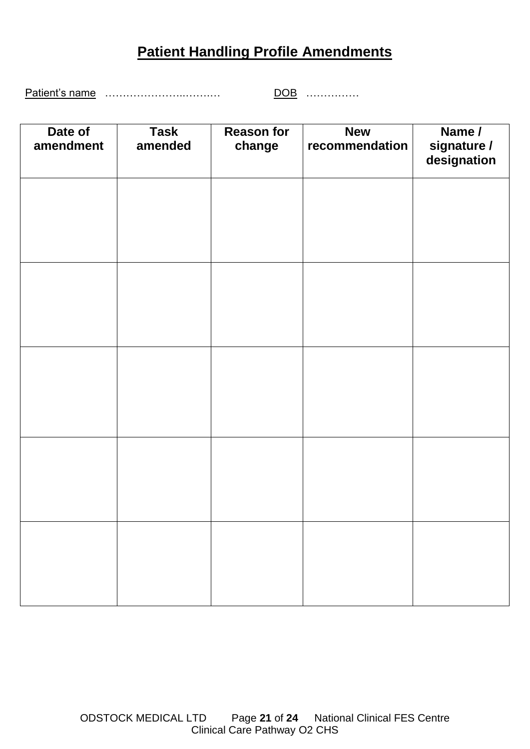# Patient Handling Profile Amendments

Patient's name ……………………..………… DOB ……………

| Date of amendment | Task amended | Reason for change | New recommendation | Name / signature / designation |
|---|---|---|---|---|
| | | | | |
| | | | | |
| | | | | |
| | | | | |
| | | | | |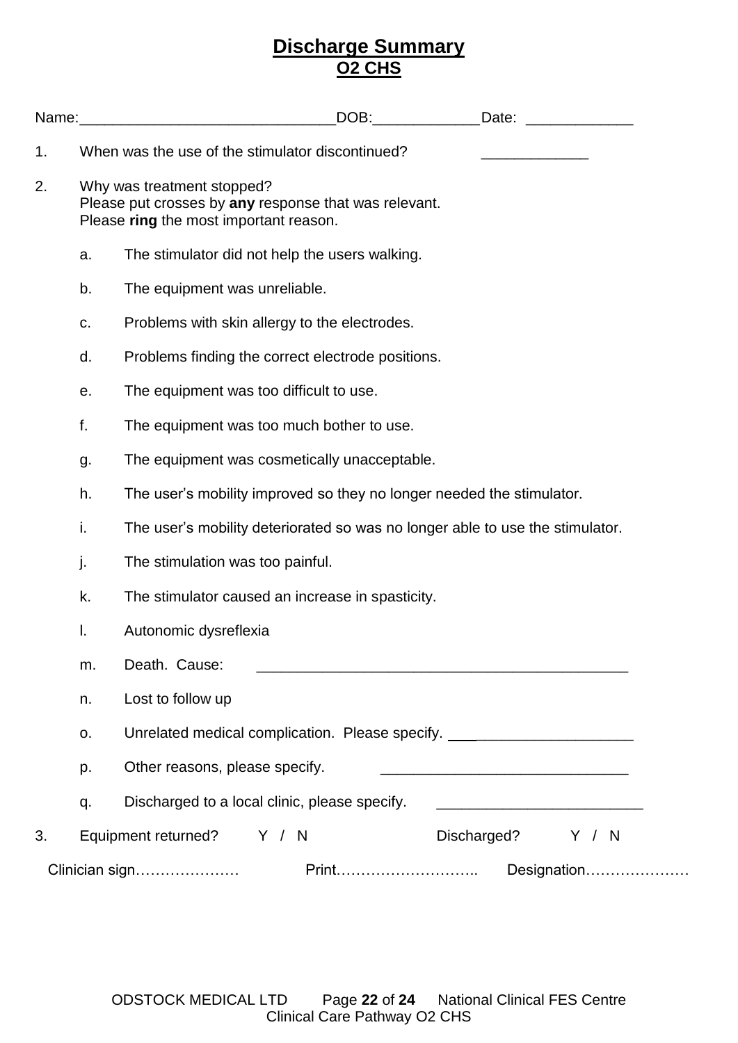# Discharge Summary

## O2 CHS

Name:______________________________DOB:____________Date: ____________

1. When was the use of the stimulator discontinued? ____________

2. Why was treatment stopped?
   Please put crosses by **any** response that was relevant.
   Please **ring** the most important reason.

   a. The stimulator did not help the users walking.

   b. The equipment was unreliable.

   c. Problems with skin allergy to the electrodes.

   d. Problems finding the correct electrode positions.

   e. The equipment was too difficult to use.

   f. The equipment was too much bother to use.

   g. The equipment was cosmetically unacceptable.

   h. The user's mobility improved so they no longer needed the stimulator.

   i. The user's mobility deteriorated so was no longer able to use the stimulator.

   j. The stimulation was too painful.

   k. The stimulator caused an increase in spasticity.

   l. Autonomic dysreflexia

   m. Death. Cause: ____________________________________________

   n. Lost to follow up

   o. Unrelated medical complication. Please specify. ______________________

   p. Other reasons, please specify. ____________________________

   q. Discharged to a local clinic, please specify. ________________________

3. Equipment returned? Y / N Discharged? Y / N

Clinician sign………………… Print……………………….. Designation…………………

Clinical Care Pathway O2 CHS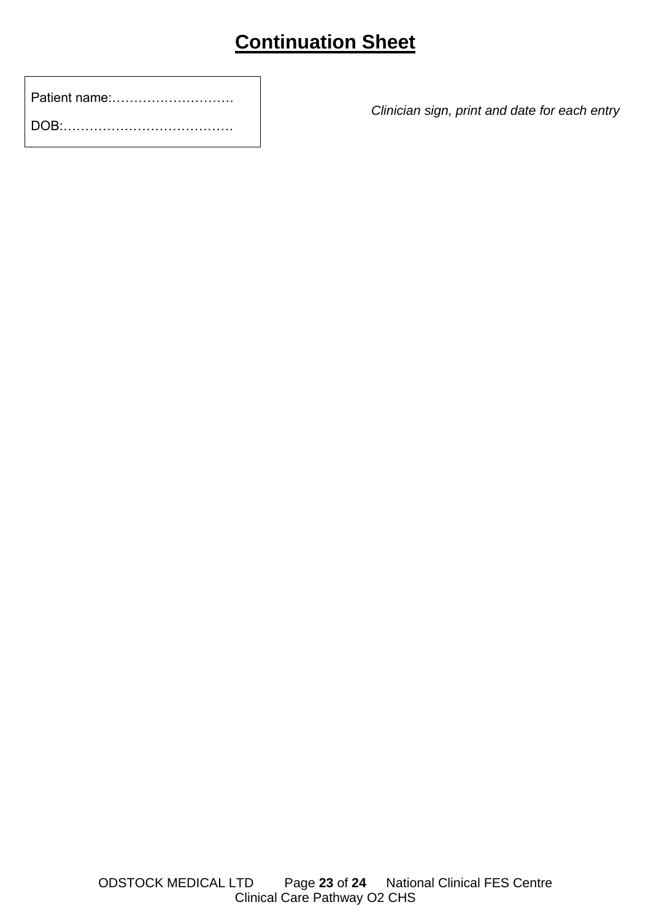# Continuation Sheet

Patient name:……………………….

DOB:…………………………………

*Clinician sign, print and date for each entry*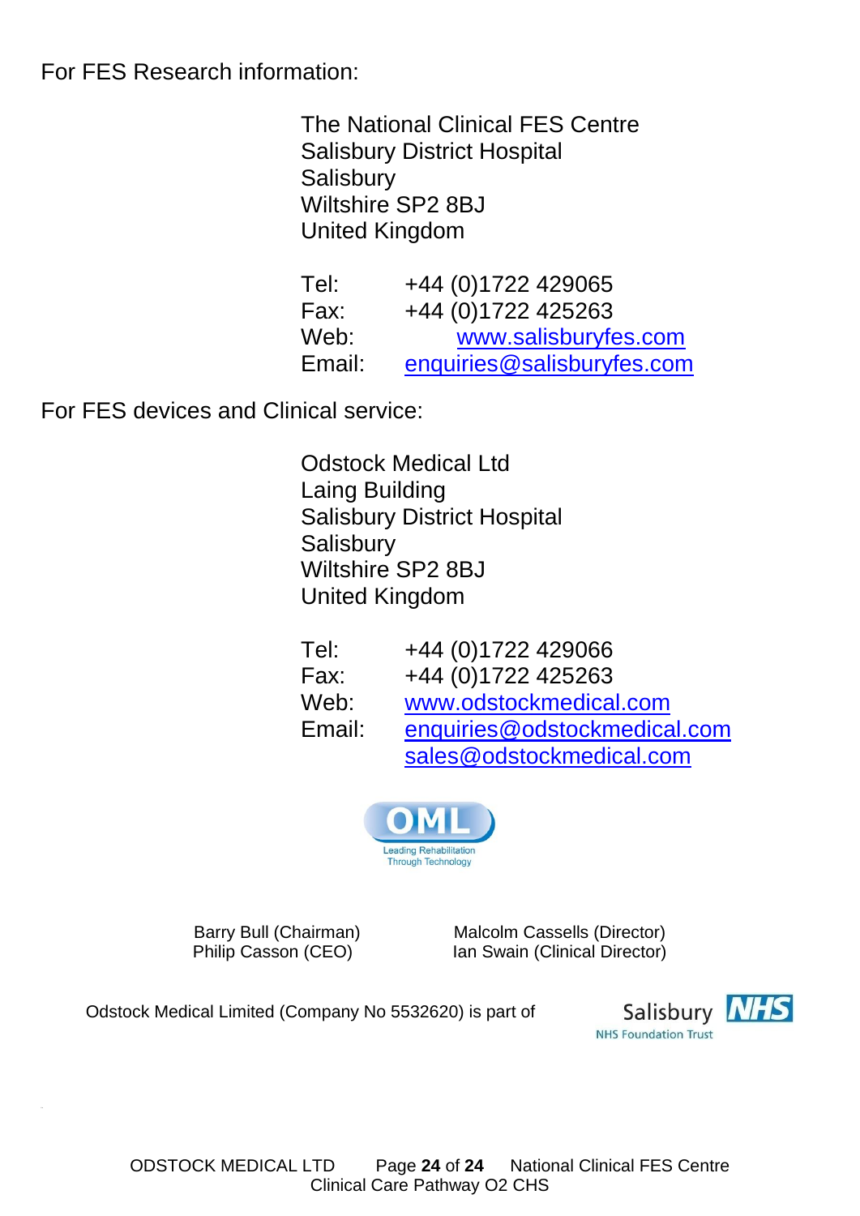For FES Research information:

The National Clinical FES Centre
Salisbury District Hospital
Salisbury
Wiltshire SP2 8BJ
United Kingdom

| | |
|---|---|
| Tel: | +44 (0)1722 429065 |
| Fax: | +44 (0)1722 425263 |
| Web: | www.salisburyfes.com |
| Email: | enquiries@salisburyfes.com |

For FES devices and Clinical service:

Odstock Medical Ltd
Laing Building
Salisbury District Hospital
Salisbury
Wiltshire SP2 8BJ
United Kingdom

| | |
|---|---|
| Tel: | +44 (0)1722 429066 |
| Fax: | +44 (0)1722 425263 |
| Web: | www.odstockmedical.com |
| Email: | enquiries@odstockmedical.com |
| | sales@odstockmedical.com |

OML
Leading Rehabilitation Through Technology

Barry Bull (Chairman)
Philip Casson (CEO)
Malcolm Cassells (Director)
Ian Swain (Clinical Director)

Odstock Medical Limited (Company No 5532620) is part of Salisbury NHS Foundation Trust